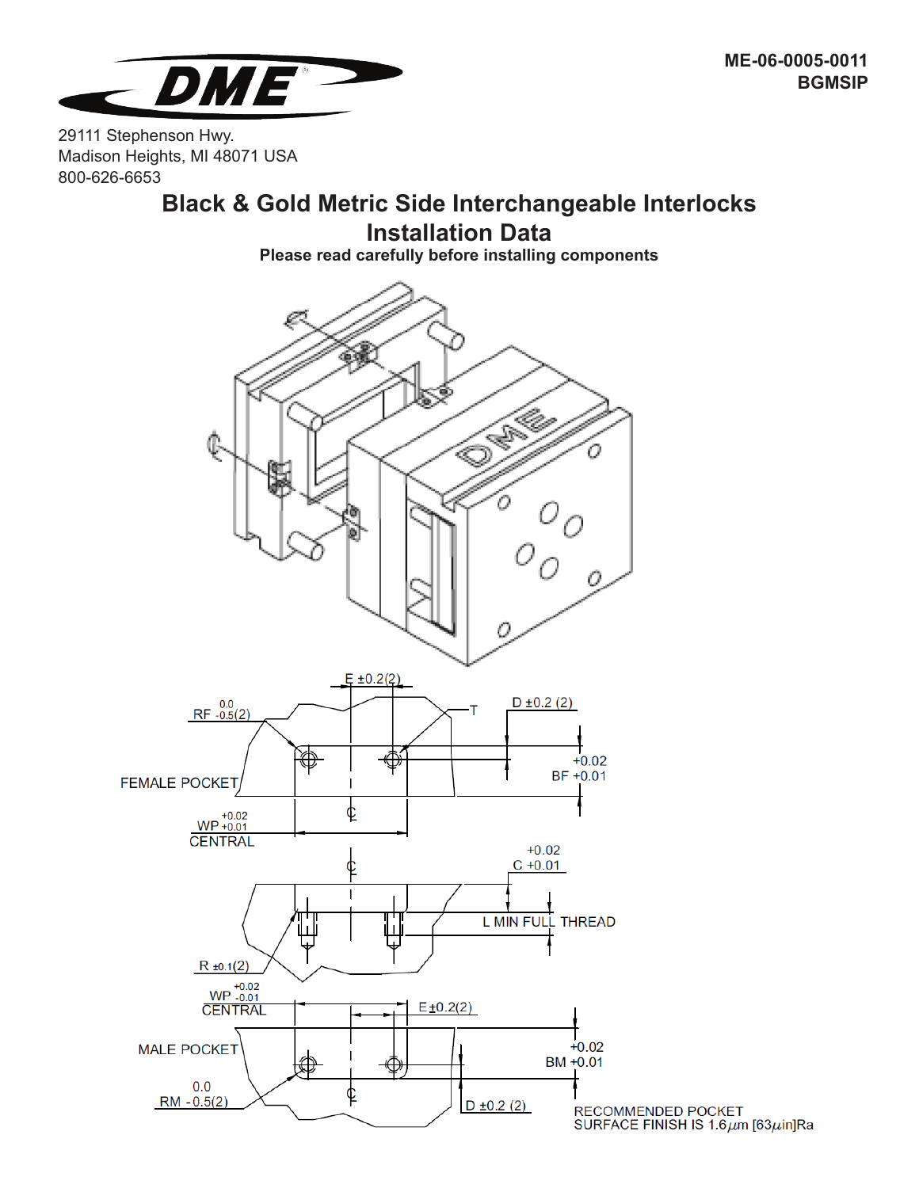ME-06-0005-0011
BGMSIP

29111 Stephenson Hwy.
Madison Heights, MI 48071 USA
800-626-6653

# Black & Gold Metric Side Interchangeable Interlocks
## Installation Data

**Please read carefully before installing components**

E ±0.2(2)

RF $^{0.0}_{-0.5}$(2)

T

D ±0.2 (2)

FEMALE POCKET

BF $^{+0.02}_{+0.01}$

WP $^{+0.02}_{+0.01}$ CENTRAL

C $^{+0.02}_{+0.01}$

L MIN FULL THREAD

R ±0.1(2)

WP $^{+0.02}_{-0.01}$ CENTRAL

E ±0.2(2)

MALE POCKET

BM $^{+0.02}_{+0.01}$

RM $^{0.0}_{-0.5}$(2)

D ±0.2 (2)

RECOMMENDED POCKET SURFACE FINISH IS 1.6$\mu$m [63$\mu$in]Ra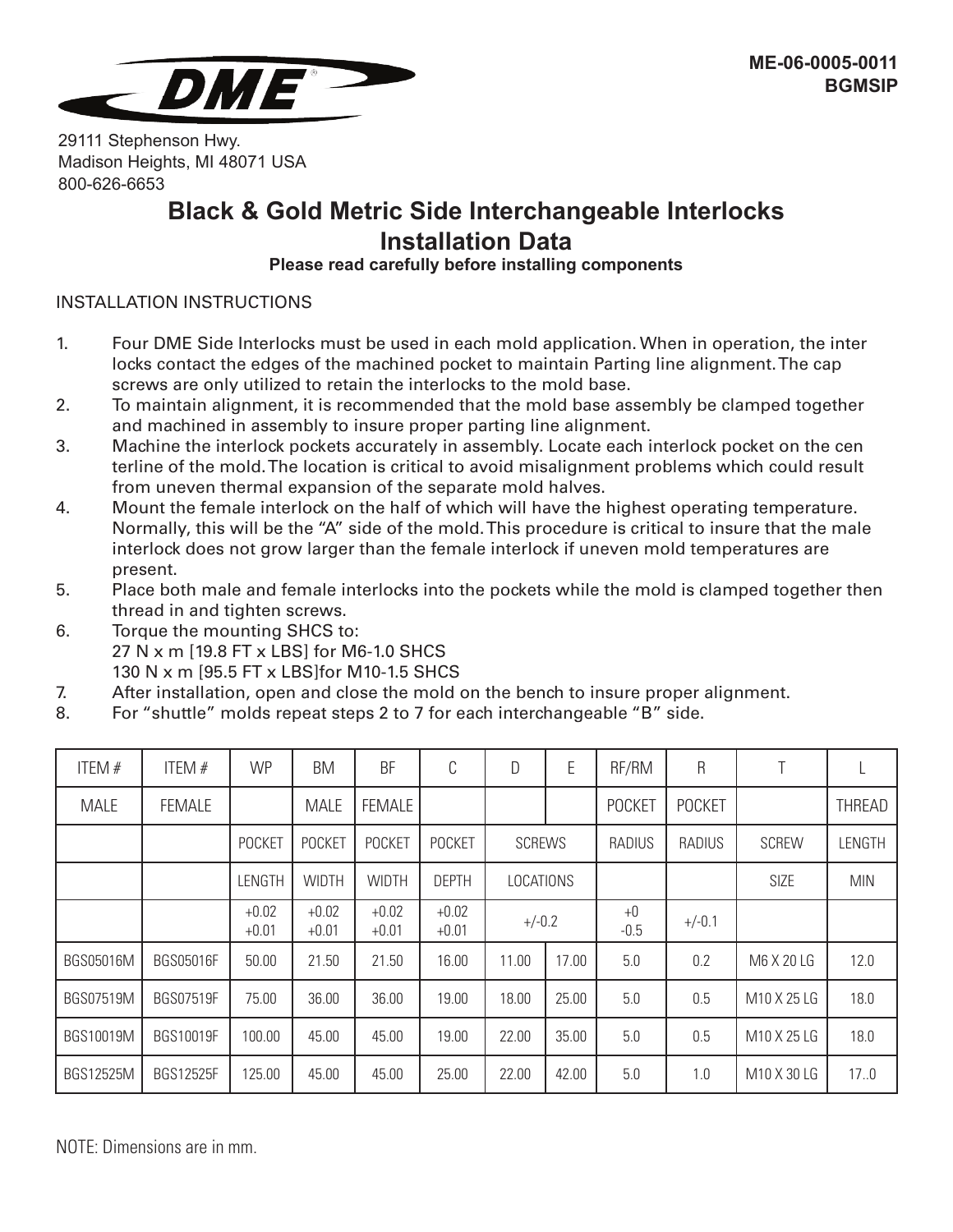ME-06-0005-0011
BGMSIP

DME

29111 Stephenson Hwy.
Madison Heights, MI 48071 USA
800-626-6653

# Black & Gold Metric Side Interchangeable Interlocks Installation Data

**Please read carefully before installing components**

INSTALLATION INSTRUCTIONS

1. Four DME Side Interlocks must be used in each mold application. When in operation, the inter locks contact the edges of the machined pocket to maintain Parting line alignment. The cap screws are only utilized to retain the interlocks to the mold base.
2. To maintain alignment, it is recommended that the mold base assembly be clamped together and machined in assembly to insure proper parting line alignment.
3. Machine the interlock pockets accurately in assembly. Locate each interlock pocket on the cen terline of the mold. The location is critical to avoid misalignment problems which could result from uneven thermal expansion of the separate mold halves.
4. Mount the female interlock on the half of which will have the highest operating temperature. Normally, this will be the "A" side of the mold. This procedure is critical to insure that the male interlock does not grow larger than the female interlock if uneven mold temperatures are present.
5. Place both male and female interlocks into the pockets while the mold is clamped together then thread in and tighten screws.
6. Torque the mounting SHCS to:
   27 N x m [19.8 FT x LBS] for M6-1.0 SHCS
   130 N x m [95.5 FT x LBS]for M10-1.5 SHCS
7. After installation, open and close the mold on the bench to insure proper alignment.
8. For "shuttle" molds repeat steps 2 to 7 for each interchangeable "B" side.

| ITEM # | ITEM # | WP | BM | BF | C | D | E | RF/RM | R | T | L |
|---|---|---|---|---|---|---|---|---|---|---|---|
| MALE | FEMALE | | MALE | FEMALE | | | | POCKET | POCKET | | THREAD |
| | | POCKET | POCKET | POCKET | POCKET | SCREWS | | RADIUS | RADIUS | SCREW | LENGTH |
| | | LENGTH | WIDTH | WIDTH | DEPTH | LOCATIONS | | | | SIZE | MIN |
| | | +0.02 +0.01 | +0.02 +0.01 | +0.02 +0.01 | +0.02 +0.01 | +/-0.2 | | +0 -0.5 | +/-0.1 | | |
| BGS05016M | BGS05016F | 50.00 | 21.50 | 21.50 | 16.00 | 11.00 | 17.00 | 5.0 | 0.2 | M6 X 20 LG | 12.0 |
| BGS07519M | BGS07519F | 75.00 | 36.00 | 36.00 | 19.00 | 18.00 | 25.00 | 5.0 | 0.5 | M10 X 25 LG | 18.0 |
| BGS10019M | BGS10019F | 100.00 | 45.00 | 45.00 | 19.00 | 22.00 | 35.00 | 5.0 | 0.5 | M10 X 25 LG | 18.0 |
| BGS12525M | BGS12525F | 125.00 | 45.00 | 45.00 | 25.00 | 22.00 | 42.00 | 5.0 | 1.0 | M10 X 30 LG | 17..0 |

NOTE: Dimensions are in mm.